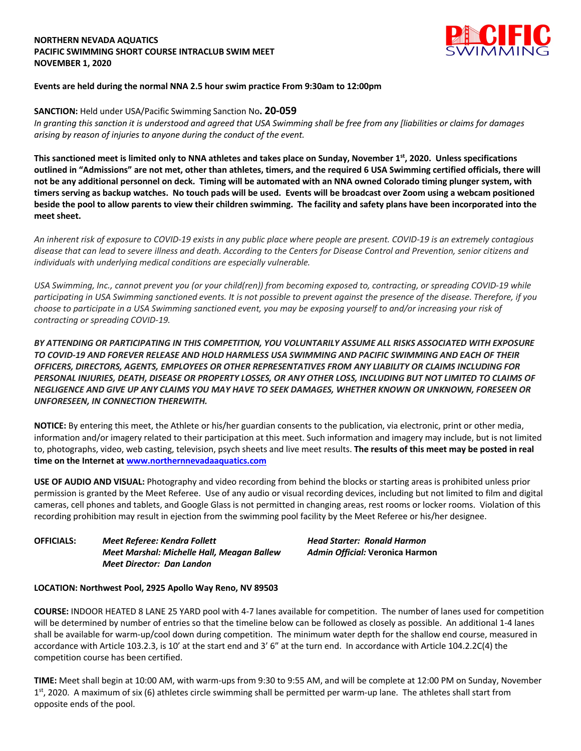**NORTHERN NEVADA AQUATICS**
**PACIFIC SWIMMING SHORT COURSE INTRACLUB SWIM MEET**
**NOVEMBER 1, 2020**

**Events are held during the normal NNA 2.5 hour swim practice From 9:30am to 12:00pm**

**SANCTION:** Held under USA/Pacific Swimming Sanction No**. 20-059**
*In granting this sanction it is understood and agreed that USA Swimming shall be free from any [liabilities or claims for damages arising by reason of injuries to anyone during the conduct of the event.*

**This sanctioned meet is limited only to NNA athletes and takes place on Sunday, November 1st, 2020. Unless specifications outlined in "Admissions" are not met, other than athletes, timers, and the required 6 USA Swimming certified officials, there will not be any additional personnel on deck. Timing will be automated with an NNA owned Colorado timing plunger system, with timers serving as backup watches. No touch pads will be used. Events will be broadcast over Zoom using a webcam positioned beside the pool to allow parents to view their children swimming. The facility and safety plans have been incorporated into the meet sheet.**

*An inherent risk of exposure to COVID-19 exists in any public place where people are present. COVID-19 is an extremely contagious disease that can lead to severe illness and death. According to the Centers for Disease Control and Prevention, senior citizens and individuals with underlying medical conditions are especially vulnerable.*

*USA Swimming, Inc., cannot prevent you (or your child(ren)) from becoming exposed to, contracting, or spreading COVID-19 while participating in USA Swimming sanctioned events. It is not possible to prevent against the presence of the disease. Therefore, if you choose to participate in a USA Swimming sanctioned event, you may be exposing yourself to and/or increasing your risk of contracting or spreading COVID-19.*

***BY ATTENDING OR PARTICIPATING IN THIS COMPETITION, YOU VOLUNTARILY ASSUME ALL RISKS ASSOCIATED WITH EXPOSURE TO COVID-19 AND FOREVER RELEASE AND HOLD HARMLESS USA SWIMMING AND PACIFIC SWIMMING AND EACH OF THEIR OFFICERS, DIRECTORS, AGENTS, EMPLOYEES OR OTHER REPRESENTATIVES FROM ANY LIABILITY OR CLAIMS INCLUDING FOR PERSONAL INJURIES, DEATH, DISEASE OR PROPERTY LOSSES, OR ANY OTHER LOSS, INCLUDING BUT NOT LIMITED TO CLAIMS OF NEGLIGENCE AND GIVE UP ANY CLAIMS YOU MAY HAVE TO SEEK DAMAGES, WHETHER KNOWN OR UNKNOWN, FORESEEN OR UNFORESEEN, IN CONNECTION THEREWITH.***

**NOTICE:** By entering this meet, the Athlete or his/her guardian consents to the publication, via electronic, print or other media, information and/or imagery related to their participation at this meet. Such information and imagery may include, but is not limited to, photographs, video, web casting, television, psych sheets and live meet results. **The results of this meet may be posted in real time on the Internet at www.northernnevadaaquatics.com**

**USE OF AUDIO AND VISUAL:** Photography and video recording from behind the blocks or starting areas is prohibited unless prior permission is granted by the Meet Referee. Use of any audio or visual recording devices, including but not limited to film and digital cameras, cell phones and tablets, and Google Glass is not permitted in changing areas, rest rooms or locker rooms. Violation of this recording prohibition may result in ejection from the swimming pool facility by the Meet Referee or his/her designee.

**OFFICIALS:**
***Meet Referee: Kendra Follett***
***Meet Marshal: Michelle Hall, Meagan Ballew***
***Meet Director: Dan Landon***
***Head Starter: Ronald Harmon***
***Admin Official:* Veronica Harmon**

**LOCATION: Northwest Pool, 2925 Apollo Way Reno, NV 89503**

**COURSE:** INDOOR HEATED 8 LANE 25 YARD pool with 4-7 lanes available for competition. The number of lanes used for competition will be determined by number of entries so that the timeline below can be followed as closely as possible. An additional 1-4 lanes shall be available for warm-up/cool down during competition. The minimum water depth for the shallow end course, measured in accordance with Article 103.2.3, is 10' at the start end and 3' 6" at the turn end. In accordance with Article 104.2.2C(4) the competition course has been certified.

**TIME:** Meet shall begin at 10:00 AM, with warm-ups from 9:30 to 9:55 AM, and will be complete at 12:00 PM on Sunday, November 1st, 2020. A maximum of six (6) athletes circle swimming shall be permitted per warm-up lane. The athletes shall start from opposite ends of the pool.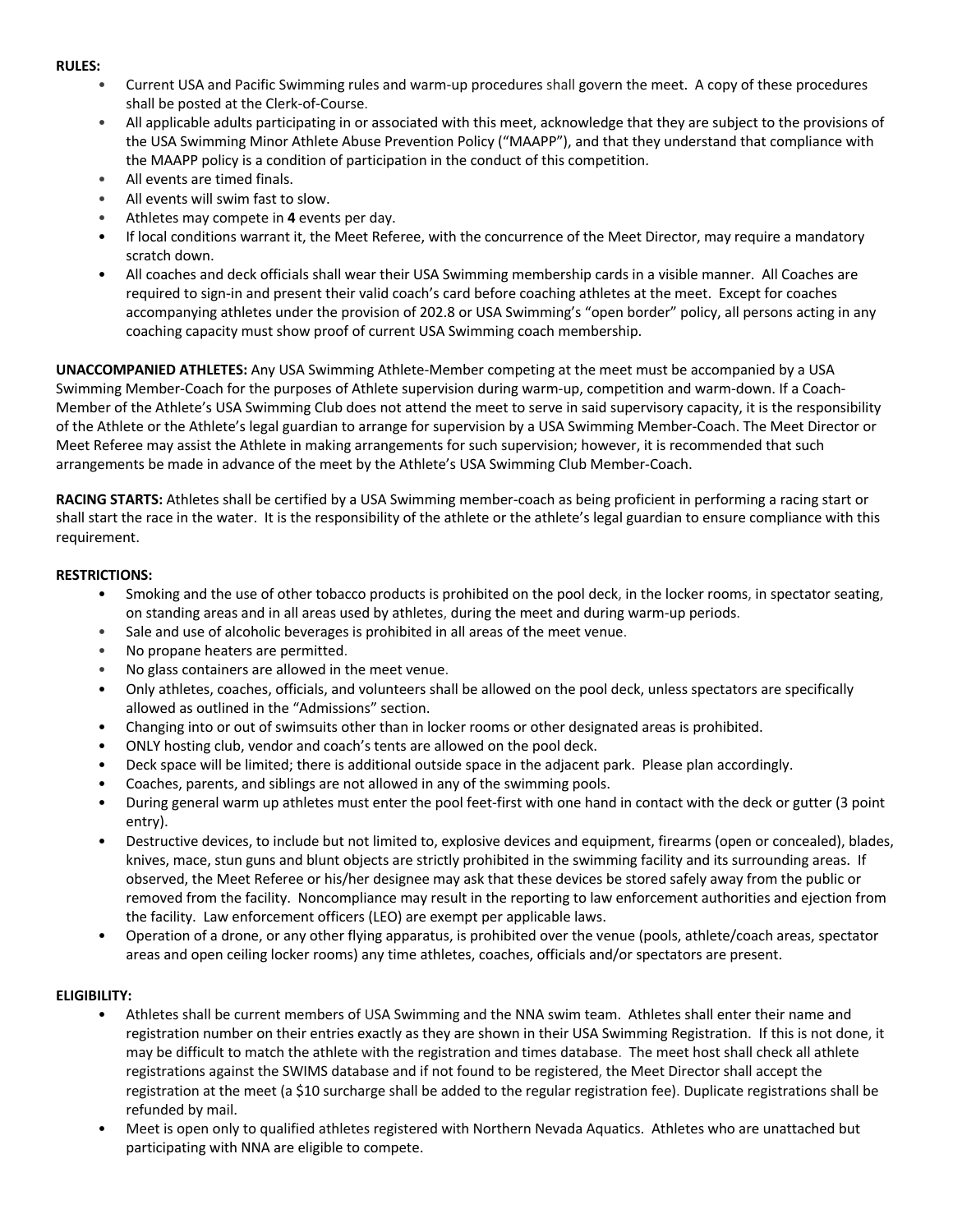**RULES:**

- Current USA and Pacific Swimming rules and warm-up procedures shall govern the meet. A copy of these procedures shall be posted at the Clerk-of-Course.
- All applicable adults participating in or associated with this meet, acknowledge that they are subject to the provisions of the USA Swimming Minor Athlete Abuse Prevention Policy ("MAAPP"), and that they understand that compliance with the MAAPP policy is a condition of participation in the conduct of this competition.
- All events are timed finals.
- All events will swim fast to slow.
- Athletes may compete in **4** events per day.
- If local conditions warrant it, the Meet Referee, with the concurrence of the Meet Director, may require a mandatory scratch down.
- All coaches and deck officials shall wear their USA Swimming membership cards in a visible manner. All Coaches are required to sign-in and present their valid coach's card before coaching athletes at the meet. Except for coaches accompanying athletes under the provision of 202.8 or USA Swimming's "open border" policy, all persons acting in any coaching capacity must show proof of current USA Swimming coach membership.

**UNACCOMPANIED ATHLETES:** Any USA Swimming Athlete-Member competing at the meet must be accompanied by a USA Swimming Member-Coach for the purposes of Athlete supervision during warm-up, competition and warm-down. If a Coach-Member of the Athlete's USA Swimming Club does not attend the meet to serve in said supervisory capacity, it is the responsibility of the Athlete or the Athlete's legal guardian to arrange for supervision by a USA Swimming Member-Coach. The Meet Director or Meet Referee may assist the Athlete in making arrangements for such supervision; however, it is recommended that such arrangements be made in advance of the meet by the Athlete's USA Swimming Club Member-Coach.

**RACING STARTS:** Athletes shall be certified by a USA Swimming member-coach as being proficient in performing a racing start or shall start the race in the water. It is the responsibility of the athlete or the athlete's legal guardian to ensure compliance with this requirement.

**RESTRICTIONS:**

- Smoking and the use of other tobacco products is prohibited on the pool deck, in the locker rooms, in spectator seating, on standing areas and in all areas used by athletes, during the meet and during warm-up periods.
- Sale and use of alcoholic beverages is prohibited in all areas of the meet venue.
- No propane heaters are permitted.
- No glass containers are allowed in the meet venue.
- Only athletes, coaches, officials, and volunteers shall be allowed on the pool deck, unless spectators are specifically allowed as outlined in the "Admissions" section.
- Changing into or out of swimsuits other than in locker rooms or other designated areas is prohibited.
- ONLY hosting club, vendor and coach's tents are allowed on the pool deck.
- Deck space will be limited; there is additional outside space in the adjacent park. Please plan accordingly.
- Coaches, parents, and siblings are not allowed in any of the swimming pools.
- During general warm up athletes must enter the pool feet-first with one hand in contact with the deck or gutter (3 point entry).
- Destructive devices, to include but not limited to, explosive devices and equipment, firearms (open or concealed), blades, knives, mace, stun guns and blunt objects are strictly prohibited in the swimming facility and its surrounding areas. If observed, the Meet Referee or his/her designee may ask that these devices be stored safely away from the public or removed from the facility. Noncompliance may result in the reporting to law enforcement authorities and ejection from the facility. Law enforcement officers (LEO) are exempt per applicable laws.
- Operation of a drone, or any other flying apparatus, is prohibited over the venue (pools, athlete/coach areas, spectator areas and open ceiling locker rooms) any time athletes, coaches, officials and/or spectators are present.

**ELIGIBILITY:**

- Athletes shall be current members of USA Swimming and the NNA swim team. Athletes shall enter their name and registration number on their entries exactly as they are shown in their USA Swimming Registration. If this is not done, it may be difficult to match the athlete with the registration and times database. The meet host shall check all athlete registrations against the SWIMS database and if not found to be registered, the Meet Director shall accept the registration at the meet (a $10 surcharge shall be added to the regular registration fee). Duplicate registrations shall be refunded by mail.
- Meet is open only to qualified athletes registered with Northern Nevada Aquatics. Athletes who are unattached but participating with NNA are eligible to compete.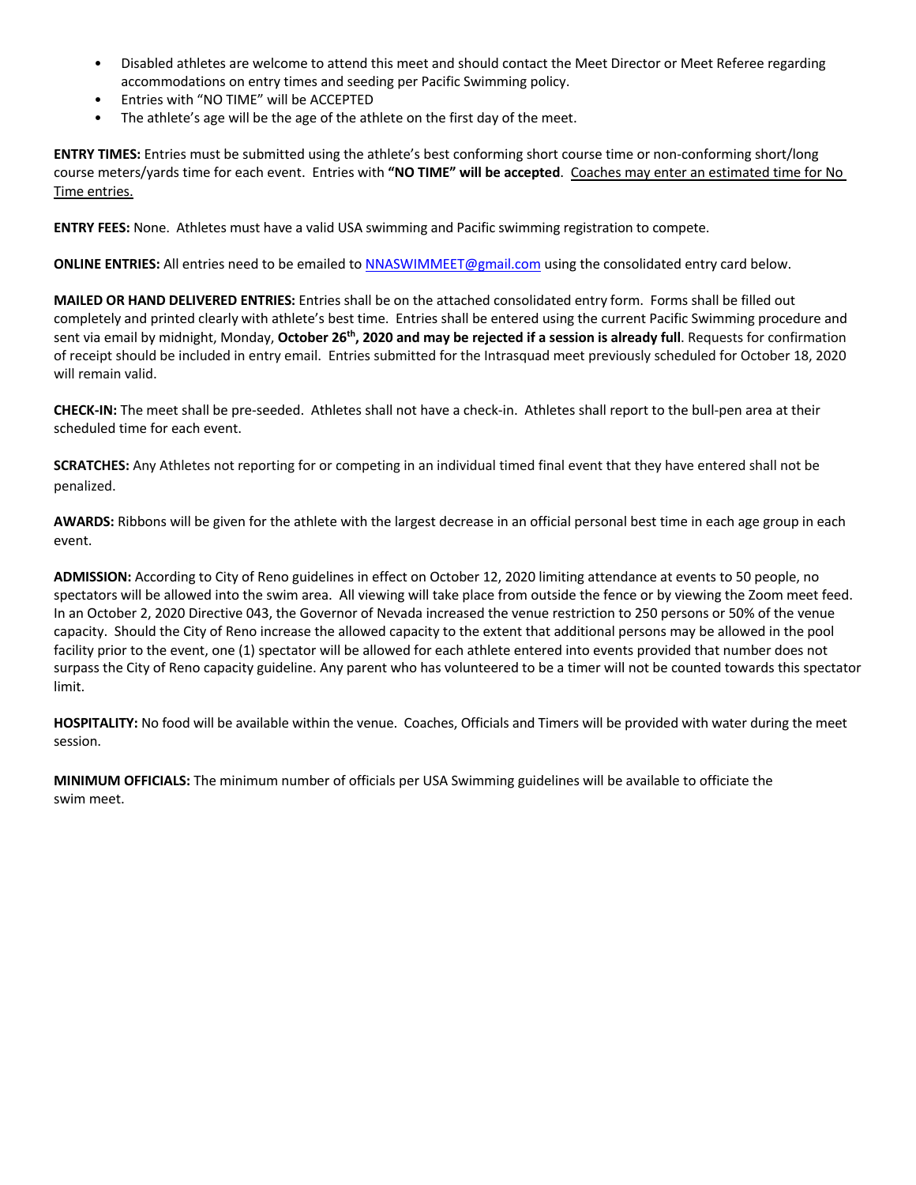- Disabled athletes are welcome to attend this meet and should contact the Meet Director or Meet Referee regarding accommodations on entry times and seeding per Pacific Swimming policy.
- Entries with "NO TIME" will be ACCEPTED
- The athlete's age will be the age of the athlete on the first day of the meet.

**ENTRY TIMES:** Entries must be submitted using the athlete's best conforming short course time or non-conforming short/long course meters/yards time for each event. Entries with **"NO TIME" will be accepted**. Coaches may enter an estimated time for No Time entries.

**ENTRY FEES:** None. Athletes must have a valid USA swimming and Pacific swimming registration to compete.

**ONLINE ENTRIES:** All entries need to be emailed to NNASWIMMEET@gmail.com using the consolidated entry card below.

**MAILED OR HAND DELIVERED ENTRIES:** Entries shall be on the attached consolidated entry form. Forms shall be filled out completely and printed clearly with athlete's best time. Entries shall be entered using the current Pacific Swimming procedure and sent via email by midnight, Monday, **October 26th, 2020 and may be rejected if a session is already full**. Requests for confirmation of receipt should be included in entry email. Entries submitted for the Intrasquad meet previously scheduled for October 18, 2020 will remain valid.

**CHECK-IN:** The meet shall be pre-seeded. Athletes shall not have a check-in. Athletes shall report to the bull-pen area at their scheduled time for each event.

**SCRATCHES:** Any Athletes not reporting for or competing in an individual timed final event that they have entered shall not be penalized.

**AWARDS:** Ribbons will be given for the athlete with the largest decrease in an official personal best time in each age group in each event.

**ADMISSION:** According to City of Reno guidelines in effect on October 12, 2020 limiting attendance at events to 50 people, no spectators will be allowed into the swim area. All viewing will take place from outside the fence or by viewing the Zoom meet feed. In an October 2, 2020 Directive 043, the Governor of Nevada increased the venue restriction to 250 persons or 50% of the venue capacity. Should the City of Reno increase the allowed capacity to the extent that additional persons may be allowed in the pool facility prior to the event, one (1) spectator will be allowed for each athlete entered into events provided that number does not surpass the City of Reno capacity guideline. Any parent who has volunteered to be a timer will not be counted towards this spectator limit.

**HOSPITALITY:** No food will be available within the venue. Coaches, Officials and Timers will be provided with water during the meet session.

**MINIMUM OFFICIALS:** The minimum number of officials per USA Swimming guidelines will be available to officiate the swim meet.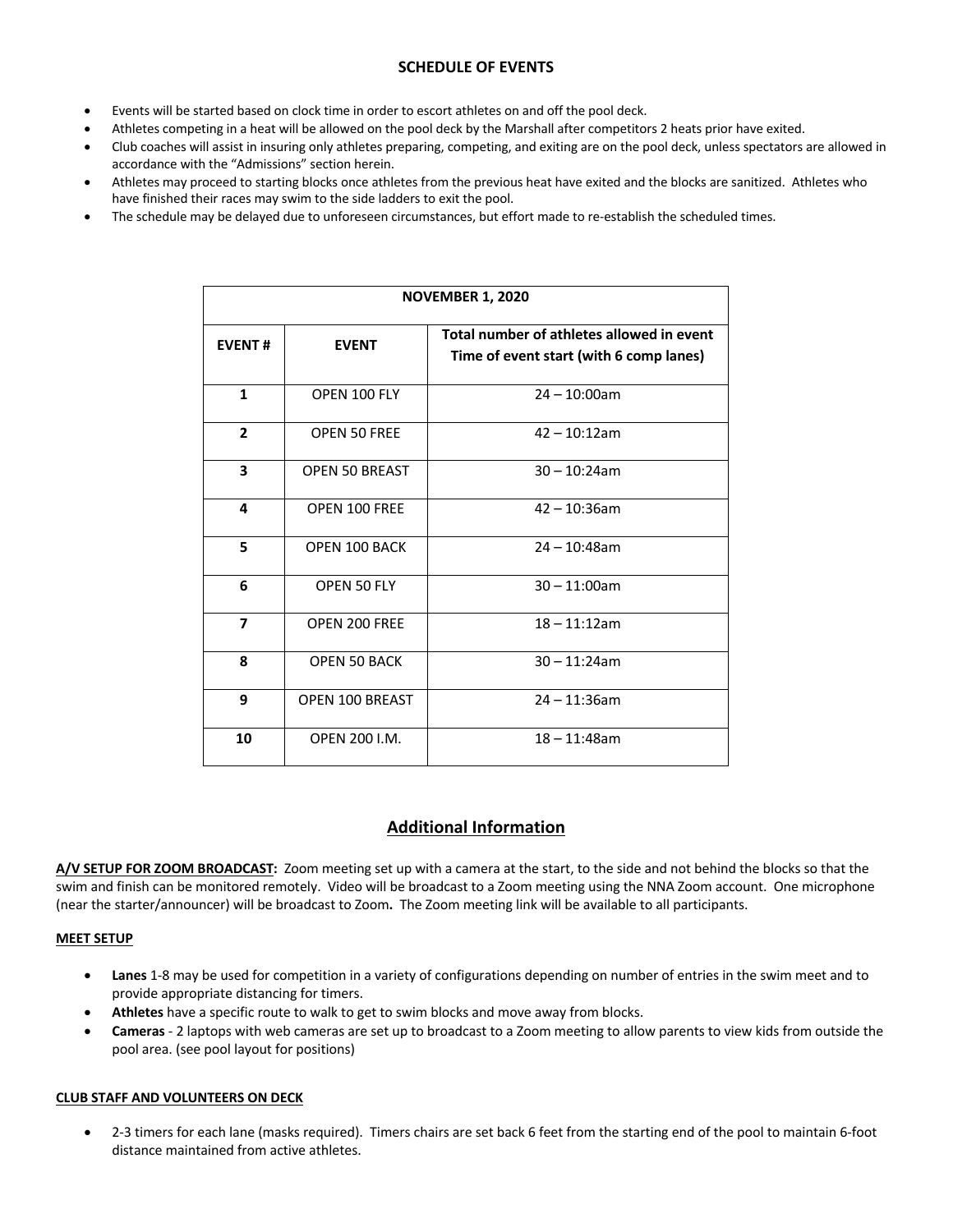## SCHEDULE OF EVENTS

- Events will be started based on clock time in order to escort athletes on and off the pool deck.
- Athletes competing in a heat will be allowed on the pool deck by the Marshall after competitors 2 heats prior have exited.
- Club coaches will assist in insuring only athletes preparing, competing, and exiting are on the pool deck, unless spectators are allowed in accordance with the "Admissions" section herein.
- Athletes may proceed to starting blocks once athletes from the previous heat have exited and the blocks are sanitized. Athletes who have finished their races may swim to the side ladders to exit the pool.
- The schedule may be delayed due to unforeseen circumstances, but effort made to re-establish the scheduled times.

| NOVEMBER 1, 2020 | | |
|---|---|---|
| **EVENT #** | **EVENT** | **Total number of athletes allowed in event Time of event start (with 6 comp lanes)** |
| **1** | OPEN 100 FLY | 24 – 10:00am |
| **2** | OPEN 50 FREE | 42 – 10:12am |
| **3** | OPEN 50 BREAST | 30 – 10:24am |
| **4** | OPEN 100 FREE | 42 – 10:36am |
| **5** | OPEN 100 BACK | 24 – 10:48am |
| **6** | OPEN 50 FLY | 30 – 11:00am |
| **7** | OPEN 200 FREE | 18 – 11:12am |
| **8** | OPEN 50 BACK | 30 – 11:24am |
| **9** | OPEN 100 BREAST | 24 – 11:36am |
| **10** | OPEN 200 I.M. | 18 – 11:48am |

## Additional Information

**A/V SETUP FOR ZOOM BROADCAST:** Zoom meeting set up with a camera at the start, to the side and not behind the blocks so that the swim and finish can be monitored remotely. Video will be broadcast to a Zoom meeting using the NNA Zoom account. One microphone (near the starter/announcer) will be broadcast to Zoom**.** The Zoom meeting link will be available to all participants.

**MEET SETUP**

- **Lanes** 1-8 may be used for competition in a variety of configurations depending on number of entries in the swim meet and to provide appropriate distancing for timers.
- **Athletes** have a specific route to walk to get to swim blocks and move away from blocks.
- **Cameras** - 2 laptops with web cameras are set up to broadcast to a Zoom meeting to allow parents to view kids from outside the pool area. (see pool layout for positions)

**CLUB STAFF AND VOLUNTEERS ON DECK**

- 2-3 timers for each lane (masks required). Timers chairs are set back 6 feet from the starting end of the pool to maintain 6-foot distance maintained from active athletes.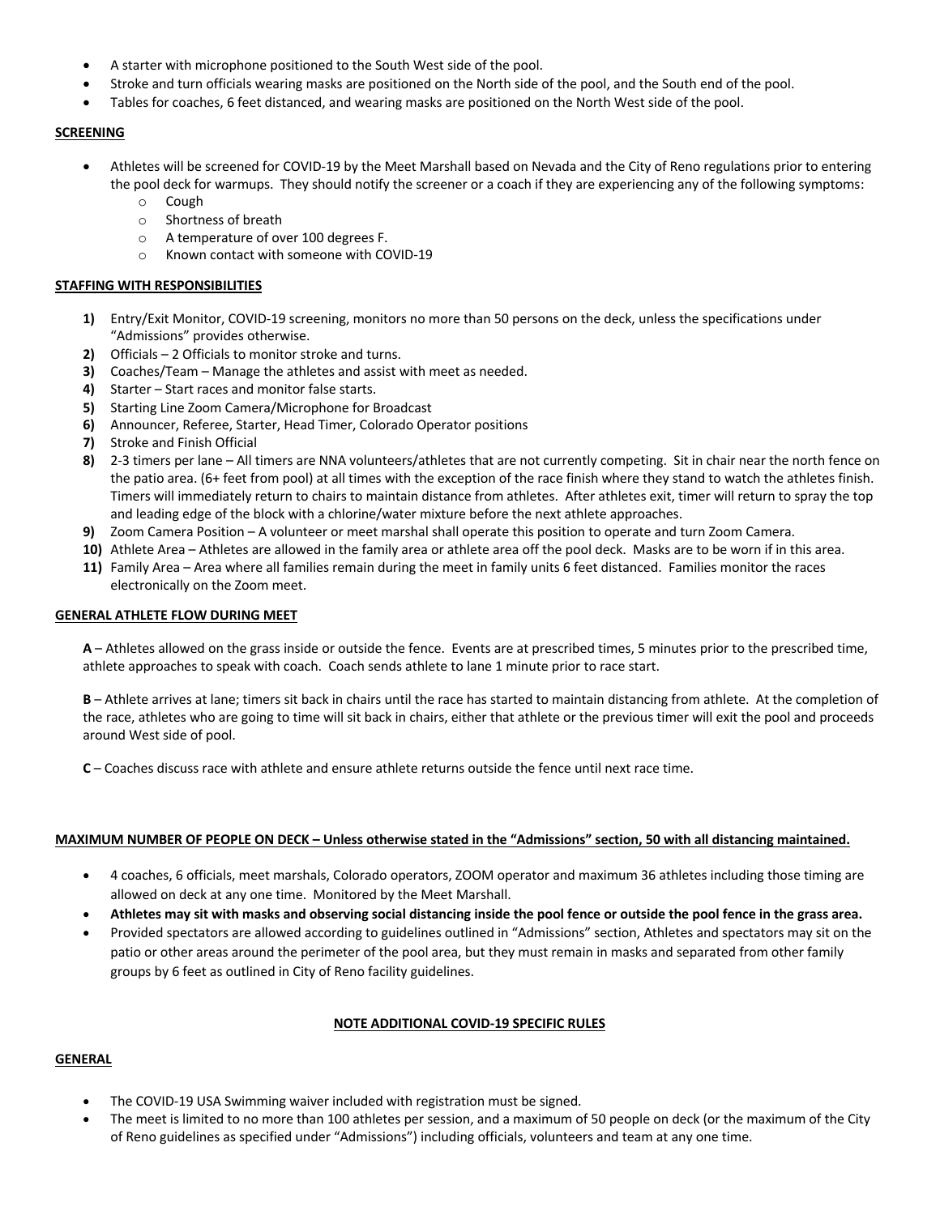- A starter with microphone positioned to the South West side of the pool.
- Stroke and turn officials wearing masks are positioned on the North side of the pool, and the South end of the pool.
- Tables for coaches, 6 feet distanced, and wearing masks are positioned on the North West side of the pool.

**SCREENING**

- Athletes will be screened for COVID-19 by the Meet Marshall based on Nevada and the City of Reno regulations prior to entering the pool deck for warmups. They should notify the screener or a coach if they are experiencing any of the following symptoms:
    - Cough
    - Shortness of breath
    - A temperature of over 100 degrees F.
    - Known contact with someone with COVID-19

**STAFFING WITH RESPONSIBILITIES**

1) Entry/Exit Monitor, COVID-19 screening, monitors no more than 50 persons on the deck, unless the specifications under "Admissions" provides otherwise.
2) Officials – 2 Officials to monitor stroke and turns.
3) Coaches/Team – Manage the athletes and assist with meet as needed.
4) Starter – Start races and monitor false starts.
5) Starting Line Zoom Camera/Microphone for Broadcast
6) Announcer, Referee, Starter, Head Timer, Colorado Operator positions
7) Stroke and Finish Official
8) 2-3 timers per lane – All timers are NNA volunteers/athletes that are not currently competing. Sit in chair near the north fence on the patio area. (6+ feet from pool) at all times with the exception of the race finish where they stand to watch the athletes finish. Timers will immediately return to chairs to maintain distance from athletes. After athletes exit, timer will return to spray the top and leading edge of the block with a chlorine/water mixture before the next athlete approaches.
9) Zoom Camera Position – A volunteer or meet marshal shall operate this position to operate and turn Zoom Camera.
10) Athlete Area – Athletes are allowed in the family area or athlete area off the pool deck. Masks are to be worn if in this area.
11) Family Area – Area where all families remain during the meet in family units 6 feet distanced. Families monitor the races electronically on the Zoom meet.

**GENERAL ATHLETE FLOW DURING MEET**

**A** – Athletes allowed on the grass inside or outside the fence. Events are at prescribed times, 5 minutes prior to the prescribed time, athlete approaches to speak with coach. Coach sends athlete to lane 1 minute prior to race start.

**B** – Athlete arrives at lane; timers sit back in chairs until the race has started to maintain distancing from athlete. At the completion of the race, athletes who are going to time will sit back in chairs, either that athlete or the previous timer will exit the pool and proceeds around West side of pool.

**C** – Coaches discuss race with athlete and ensure athlete returns outside the fence until next race time.

**MAXIMUM NUMBER OF PEOPLE ON DECK – Unless otherwise stated in the "Admissions" section, 50 with all distancing maintained.**

- 4 coaches, 6 officials, meet marshals, Colorado operators, ZOOM operator and maximum 36 athletes including those timing are allowed on deck at any one time. Monitored by the Meet Marshall.
- **Athletes may sit with masks and observing social distancing inside the pool fence or outside the pool fence in the grass area.**
- Provided spectators are allowed according to guidelines outlined in "Admissions" section, Athletes and spectators may sit on the patio or other areas around the perimeter of the pool area, but they must remain in masks and separated from other family groups by 6 feet as outlined in City of Reno facility guidelines.

**NOTE ADDITIONAL COVID-19 SPECIFIC RULES**

**GENERAL**

- The COVID-19 USA Swimming waiver included with registration must be signed.
- The meet is limited to no more than 100 athletes per session, and a maximum of 50 people on deck (or the maximum of the City of Reno guidelines as specified under "Admissions") including officials, volunteers and team at any one time.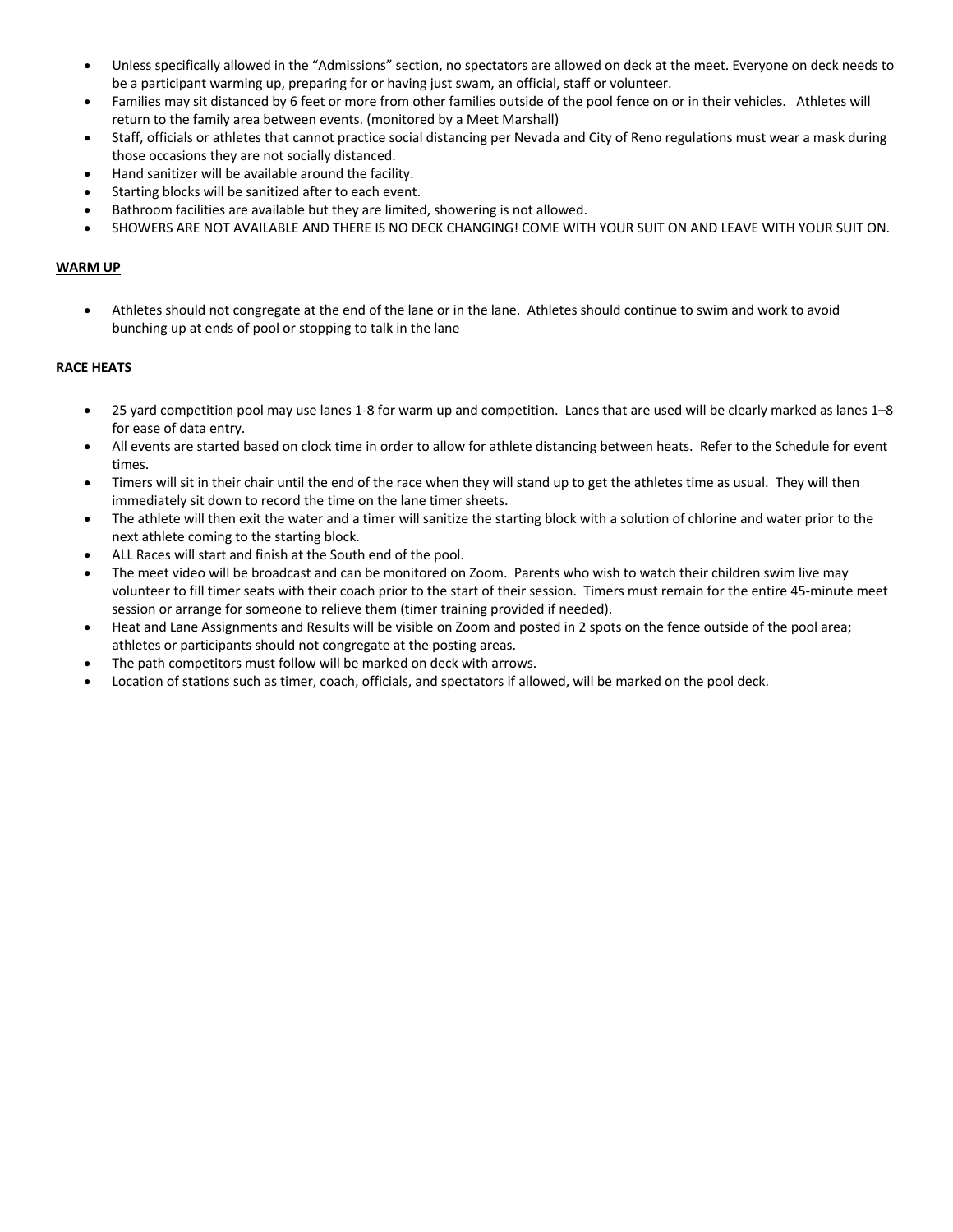- Unless specifically allowed in the "Admissions" section, no spectators are allowed on deck at the meet. Everyone on deck needs to be a participant warming up, preparing for or having just swam, an official, staff or volunteer.
- Families may sit distanced by 6 feet or more from other families outside of the pool fence on or in their vehicles. Athletes will return to the family area between events. (monitored by a Meet Marshall)
- Staff, officials or athletes that cannot practice social distancing per Nevada and City of Reno regulations must wear a mask during those occasions they are not socially distanced.
- Hand sanitizer will be available around the facility.
- Starting blocks will be sanitized after to each event.
- Bathroom facilities are available but they are limited, showering is not allowed.
- SHOWERS ARE NOT AVAILABLE AND THERE IS NO DECK CHANGING! COME WITH YOUR SUIT ON AND LEAVE WITH YOUR SUIT ON.

**WARM UP**

- Athletes should not congregate at the end of the lane or in the lane. Athletes should continue to swim and work to avoid bunching up at ends of pool or stopping to talk in the lane

**RACE HEATS**

- 25 yard competition pool may use lanes 1-8 for warm up and competition. Lanes that are used will be clearly marked as lanes 1–8 for ease of data entry.
- All events are started based on clock time in order to allow for athlete distancing between heats. Refer to the Schedule for event times.
- Timers will sit in their chair until the end of the race when they will stand up to get the athletes time as usual. They will then immediately sit down to record the time on the lane timer sheets.
- The athlete will then exit the water and a timer will sanitize the starting block with a solution of chlorine and water prior to the next athlete coming to the starting block.
- ALL Races will start and finish at the South end of the pool.
- The meet video will be broadcast and can be monitored on Zoom. Parents who wish to watch their children swim live may volunteer to fill timer seats with their coach prior to the start of their session. Timers must remain for the entire 45-minute meet session or arrange for someone to relieve them (timer training provided if needed).
- Heat and Lane Assignments and Results will be visible on Zoom and posted in 2 spots on the fence outside of the pool area; athletes or participants should not congregate at the posting areas.
- The path competitors must follow will be marked on deck with arrows.
- Location of stations such as timer, coach, officials, and spectators if allowed, will be marked on the pool deck.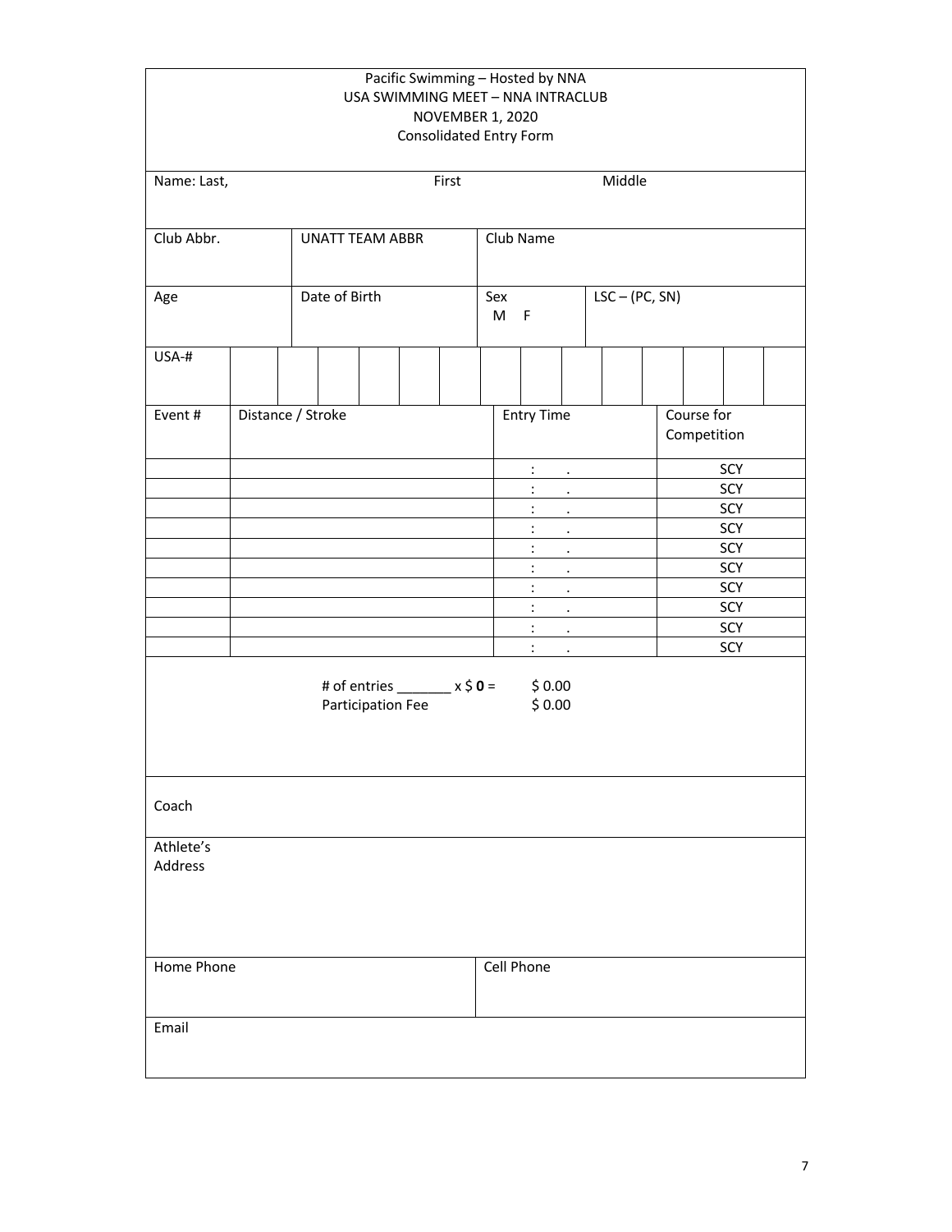Pacific Swimming – Hosted by NNA
USA SWIMMING MEET – NNA INTRACLUB
NOVEMBER 1, 2020
Consolidated Entry Form

| | | | |
|---|---|---|---|
| Name: Last, | First | Middle | |
| Club Abbr. | UNATT TEAM ABBR | Club Name | |
| Age | Date of Birth | Sex M F | LSC – (PC, SN) |

| | | | | | | | | | | | | | |
|---|---|---|---|---|---|---|---|---|---|---|---|---|---|
| USA-# | | | | | | | | | | | | | |

| Event # | Distance / Stroke | Entry Time | Course for Competition |
|---|---|---|---|
| | | : . | SCY |
| | | : . | SCY |
| | | : . | SCY |
| | | : . | SCY |
| | | : . | SCY |
| | | : . | SCY |
| | | : . | SCY |
| | | : . | SCY |
| | | : . | SCY |
| | | : . | SCY |

# of entries _______ x $ **0** = $ 0.00
Participation Fee $ 0.00

| | |
|---|---|
| Coach | |
| Athlete's Address | |
| Home Phone | Cell Phone |
| Email | |